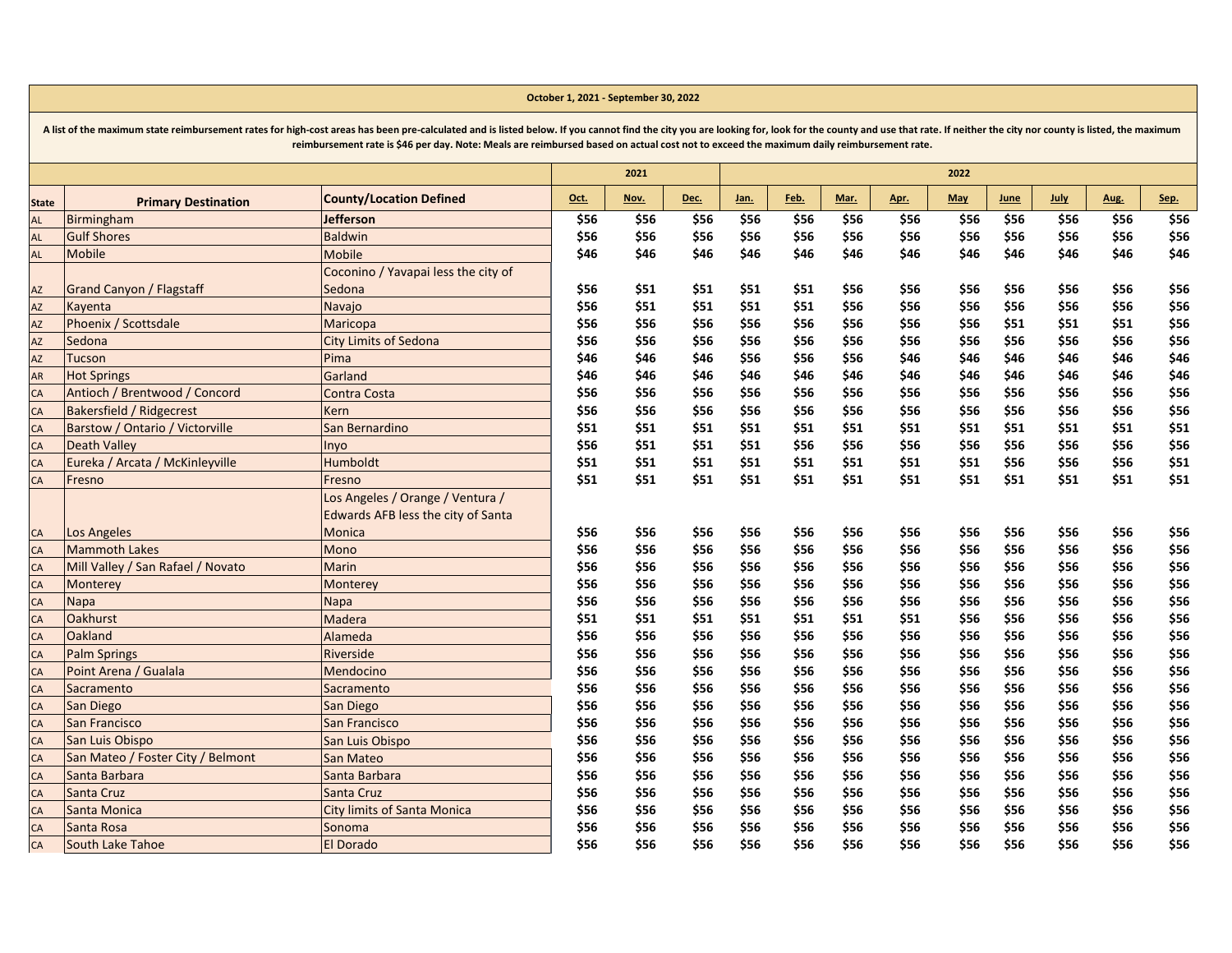**October 1, 2021 - September 30, 2022**

**A list of the maximum state reimbursement rates for high-cost areas has been pre-calculated and is listed below. If you cannot find the city you are looking for, look for the county and use that rate. If neither the city nor county is listed, the maximum reimbursement rate is $46 per day. Note: Meals are reimbursed based on actual cost not to exceed the maximum daily reimbursement rate.**

| | | | 2021 | | | 2022 | | | | | | | | |
|---|---|---|---|---|---|---|---|---|---|---|---|---|---|---|
| **State** | **Primary Destination** | **County/Location Defined** | **Oct.** | **Nov.** | **Dec.** | **Jan.** | **Feb.** | **Mar.** | **Apr.** | **May** | **June** | **July** | **Aug.** | **Sep.** |
| AL | Birmingham | **Jefferson** | $56 | $56 | $56 | $56 | $56 | $56 | $56 | $56 | $56 | $56 | $56 | $56 |
| AL | Gulf Shores | Baldwin | $56 | $56 | $56 | $56 | $56 | $56 | $56 | $56 | $56 | $56 | $56 | $56 |
| AL | Mobile | Mobile | $46 | $46 | $46 | $46 | $46 | $46 | $46 | $46 | $46 | $46 | $46 | $46 |
| AZ | Grand Canyon / Flagstaff | Coconino / Yavapai less the city of Sedona | $56 | $51 | $51 | $51 | $51 | $56 | $56 | $56 | $56 | $56 | $56 | $56 |
| AZ | Kayenta | Navajo | $56 | $51 | $51 | $51 | $51 | $56 | $56 | $56 | $56 | $56 | $56 | $56 |
| AZ | Phoenix / Scottsdale | Maricopa | $56 | $56 | $56 | $56 | $56 | $56 | $56 | $56 | $51 | $51 | $51 | $56 |
| AZ | Sedona | City Limits of Sedona | $56 | $56 | $56 | $56 | $56 | $56 | $56 | $56 | $56 | $56 | $56 | $56 |
| AZ | Tucson | Pima | $46 | $46 | $46 | $56 | $56 | $56 | $46 | $46 | $46 | $46 | $46 | $46 |
| AR | Hot Springs | Garland | $46 | $46 | $46 | $46 | $46 | $46 | $46 | $46 | $46 | $46 | $46 | $46 |
| CA | Antioch / Brentwood / Concord | Contra Costa | $56 | $56 | $56 | $56 | $56 | $56 | $56 | $56 | $56 | $56 | $56 | $56 |
| CA | Bakersfield / Ridgecrest | Kern | $56 | $56 | $56 | $56 | $56 | $56 | $56 | $56 | $56 | $56 | $56 | $56 |
| CA | Barstow / Ontario / Victorville | San Bernardino | $51 | $51 | $51 | $51 | $51 | $51 | $51 | $51 | $51 | $51 | $51 | $51 |
| CA | Death Valley | Inyo | $56 | $51 | $51 | $51 | $56 | $56 | $56 | $56 | $56 | $56 | $56 | $56 |
| CA | Eureka / Arcata / McKinleyville | Humboldt | $51 | $51 | $51 | $51 | $51 | $51 | $51 | $51 | $56 | $56 | $56 | $51 |
| CA | Fresno | Fresno | $51 | $51 | $51 | $51 | $51 | $51 | $51 | $51 | $51 | $51 | $51 | $51 |
| CA | Los Angeles | Los Angeles / Orange / Ventura / Edwards AFB less the city of Santa Monica | $56 | $56 | $56 | $56 | $56 | $56 | $56 | $56 | $56 | $56 | $56 | $56 |
| CA | Mammoth Lakes | Mono | $56 | $56 | $56 | $56 | $56 | $56 | $56 | $56 | $56 | $56 | $56 | $56 |
| CA | Mill Valley / San Rafael / Novato | Marin | $56 | $56 | $56 | $56 | $56 | $56 | $56 | $56 | $56 | $56 | $56 | $56 |
| CA | Monterey | Monterey | $56 | $56 | $56 | $56 | $56 | $56 | $56 | $56 | $56 | $56 | $56 | $56 |
| CA | Napa | Napa | $56 | $56 | $56 | $56 | $56 | $56 | $56 | $56 | $56 | $56 | $56 | $56 |
| CA | Oakhurst | Madera | $51 | $51 | $51 | $51 | $51 | $51 | $51 | $56 | $56 | $56 | $56 | $56 |
| CA | Oakland | Alameda | $56 | $56 | $56 | $56 | $56 | $56 | $56 | $56 | $56 | $56 | $56 | $56 |
| CA | Palm Springs | Riverside | $56 | $56 | $56 | $56 | $56 | $56 | $56 | $56 | $56 | $56 | $56 | $56 |
| CA | Point Arena / Gualala | Mendocino | $56 | $56 | $56 | $56 | $56 | $56 | $56 | $56 | $56 | $56 | $56 | $56 |
| CA | Sacramento | Sacramento | $56 | $56 | $56 | $56 | $56 | $56 | $56 | $56 | $56 | $56 | $56 | $56 |
| CA | San Diego | San Diego | $56 | $56 | $56 | $56 | $56 | $56 | $56 | $56 | $56 | $56 | $56 | $56 |
| CA | San Francisco | San Francisco | $56 | $56 | $56 | $56 | $56 | $56 | $56 | $56 | $56 | $56 | $56 | $56 |
| CA | San Luis Obispo | San Luis Obispo | $56 | $56 | $56 | $56 | $56 | $56 | $56 | $56 | $56 | $56 | $56 | $56 |
| CA | San Mateo / Foster City / Belmont | San Mateo | $56 | $56 | $56 | $56 | $56 | $56 | $56 | $56 | $56 | $56 | $56 | $56 |
| CA | Santa Barbara | Santa Barbara | $56 | $56 | $56 | $56 | $56 | $56 | $56 | $56 | $56 | $56 | $56 | $56 |
| CA | Santa Cruz | Santa Cruz | $56 | $56 | $56 | $56 | $56 | $56 | $56 | $56 | $56 | $56 | $56 | $56 |
| CA | Santa Monica | City limits of Santa Monica | $56 | $56 | $56 | $56 | $56 | $56 | $56 | $56 | $56 | $56 | $56 | $56 |
| CA | Santa Rosa | Sonoma | $56 | $56 | $56 | $56 | $56 | $56 | $56 | $56 | $56 | $56 | $56 | $56 |
| CA | South Lake Tahoe | El Dorado | $56 | $56 | $56 | $56 | $56 | $56 | $56 | $56 | $56 | $56 | $56 | $56 |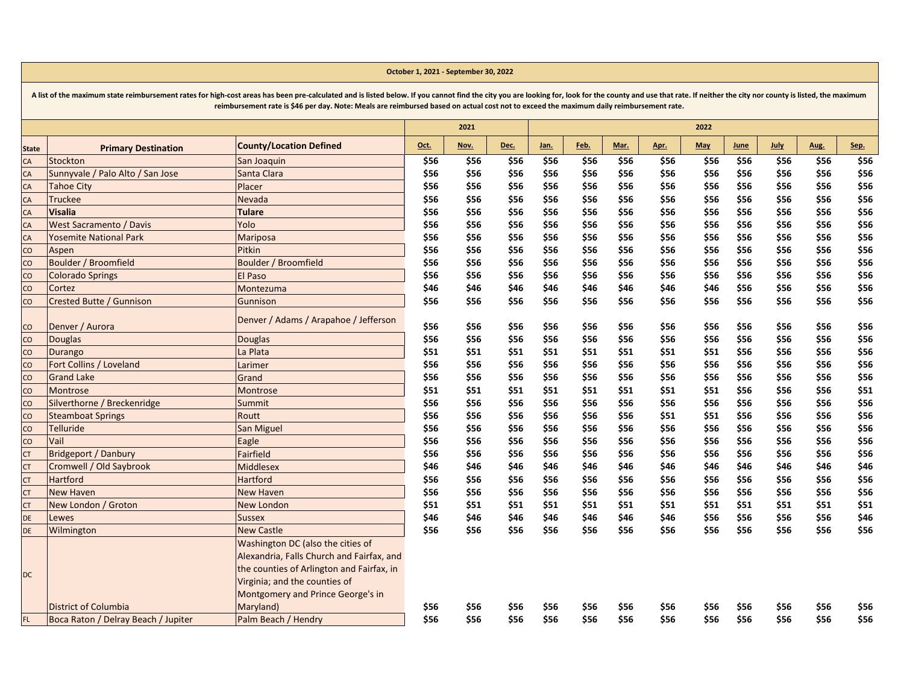**October 1, 2021 - September 30, 2022**

**A list of the maximum state reimbursement rates for high-cost areas has been pre-calculated and is listed below. If you cannot find the city you are looking for, look for the county and use that rate. If neither the city nor county is listed, the maximum reimbursement rate is $46 per day. Note: Meals are reimbursed based on actual cost not to exceed the maximum daily reimbursement rate.**

| | | | 2021 | | | 2022 | | | | | | | | |
|---|---|---|---|---|---|---|---|---|---|---|---|---|---|---|
| **State** | **Primary Destination** | **County/Location Defined** | **Oct.** | **Nov.** | **Dec.** | **Jan.** | **Feb.** | **Mar.** | **Apr.** | **May** | **June** | **July** | **Aug.** | **Sep.** |
| CA | Stockton | San Joaquin | $56 | $56 | $56 | $56 | $56 | $56 | $56 | $56 | $56 | $56 | $56 | $56 |
| CA | Sunnyvale / Palo Alto / San Jose | Santa Clara | $56 | $56 | $56 | $56 | $56 | $56 | $56 | $56 | $56 | $56 | $56 | $56 |
| CA | Tahoe City | Placer | $56 | $56 | $56 | $56 | $56 | $56 | $56 | $56 | $56 | $56 | $56 | $56 |
| CA | Truckee | Nevada | $56 | $56 | $56 | $56 | $56 | $56 | $56 | $56 | $56 | $56 | $56 | $56 |
| CA | **Visalia** | **Tulare** | $56 | $56 | $56 | $56 | $56 | $56 | $56 | $56 | $56 | $56 | $56 | $56 |
| CA | West Sacramento / Davis | Yolo | $56 | $56 | $56 | $56 | $56 | $56 | $56 | $56 | $56 | $56 | $56 | $56 |
| CA | Yosemite National Park | Mariposa | $56 | $56 | $56 | $56 | $56 | $56 | $56 | $56 | $56 | $56 | $56 | $56 |
| CO | Aspen | Pitkin | $56 | $56 | $56 | $56 | $56 | $56 | $56 | $56 | $56 | $56 | $56 | $56 |
| CO | Boulder / Broomfield | Boulder / Broomfield | $56 | $56 | $56 | $56 | $56 | $56 | $56 | $56 | $56 | $56 | $56 | $56 |
| CO | Colorado Springs | El Paso | $56 | $56 | $56 | $56 | $56 | $56 | $56 | $56 | $56 | $56 | $56 | $56 |
| CO | Cortez | Montezuma | $46 | $46 | $46 | $46 | $46 | $46 | $46 | $46 | $56 | $56 | $56 | $56 |
| CO | Crested Butte / Gunnison | Gunnison | $56 | $56 | $56 | $56 | $56 | $56 | $56 | $56 | $56 | $56 | $56 | $56 |
| CO | Denver / Aurora | Denver / Adams / Arapahoe / Jefferson | $56 | $56 | $56 | $56 | $56 | $56 | $56 | $56 | $56 | $56 | $56 | $56 |
| CO | Douglas | Douglas | $56 | $56 | $56 | $56 | $56 | $56 | $56 | $56 | $56 | $56 | $56 | $56 |
| CO | Durango | La Plata | $51 | $51 | $51 | $51 | $51 | $51 | $51 | $51 | $56 | $56 | $56 | $56 |
| CO | Fort Collins / Loveland | Larimer | $56 | $56 | $56 | $56 | $56 | $56 | $56 | $56 | $56 | $56 | $56 | $56 |
| CO | Grand Lake | Grand | $56 | $56 | $56 | $56 | $56 | $56 | $56 | $56 | $56 | $56 | $56 | $56 |
| CO | Montrose | Montrose | $51 | $51 | $51 | $51 | $51 | $51 | $51 | $51 | $56 | $56 | $56 | $51 |
| CO | Silverthorne / Breckenridge | Summit | $56 | $56 | $56 | $56 | $56 | $56 | $56 | $56 | $56 | $56 | $56 | $56 |
| CO | Steamboat Springs | Routt | $56 | $56 | $56 | $56 | $56 | $56 | $51 | $51 | $56 | $56 | $56 | $56 |
| CO | Telluride | San Miguel | $56 | $56 | $56 | $56 | $56 | $56 | $56 | $56 | $56 | $56 | $56 | $56 |
| CO | Vail | Eagle | $56 | $56 | $56 | $56 | $56 | $56 | $56 | $56 | $56 | $56 | $56 | $56 |
| CT | Bridgeport / Danbury | Fairfield | $56 | $56 | $56 | $56 | $56 | $56 | $56 | $56 | $56 | $56 | $56 | $56 |
| CT | Cromwell / Old Saybrook | Middlesex | $46 | $46 | $46 | $46 | $46 | $46 | $46 | $46 | $46 | $46 | $46 | $46 |
| CT | Hartford | Hartford | $56 | $56 | $56 | $56 | $56 | $56 | $56 | $56 | $56 | $56 | $56 | $56 |
| CT | New Haven | New Haven | $56 | $56 | $56 | $56 | $56 | $56 | $56 | $56 | $56 | $56 | $56 | $56 |
| CT | New London / Groton | New London | $51 | $51 | $51 | $51 | $51 | $51 | $51 | $51 | $51 | $51 | $51 | $51 |
| DE | Lewes | Sussex | $46 | $46 | $46 | $46 | $46 | $46 | $46 | $56 | $56 | $56 | $56 | $46 |
| DE | Wilmington | New Castle | $56 | $56 | $56 | $56 | $56 | $56 | $56 | $56 | $56 | $56 | $56 | $56 |
| DC | District of Columbia | Washington DC (also the cities of Alexandria, Falls Church and Fairfax, and the counties of Arlington and Fairfax, in Virginia; and the counties of Montgomery and Prince George's in Maryland) | $56 | $56 | $56 | $56 | $56 | $56 | $56 | $56 | $56 | $56 | $56 | $56 |
| FL | Boca Raton / Delray Beach / Jupiter | Palm Beach / Hendry | $56 | $56 | $56 | $56 | $56 | $56 | $56 | $56 | $56 | $56 | $56 | $56 |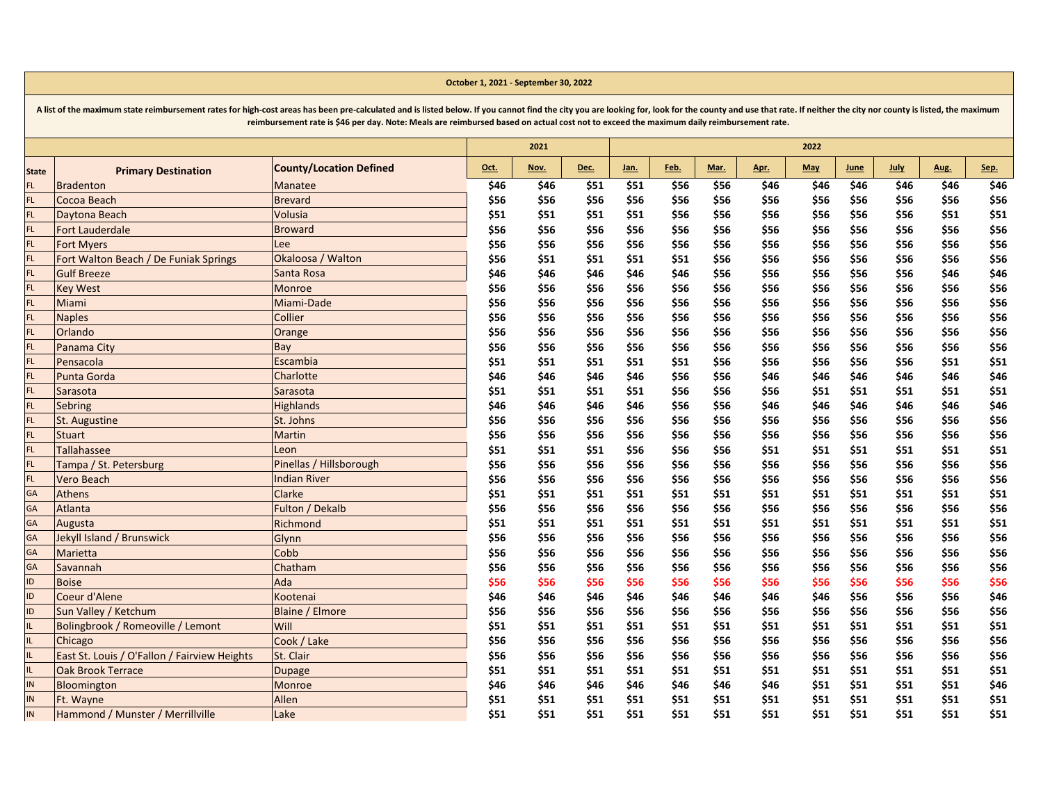**October 1, 2021 - September 30, 2022**

**A list of the maximum state reimbursement rates for high-cost areas has been pre-calculated and is listed below. If you cannot find the city you are looking for, look for the county and use that rate. If neither the city nor county is listed, the maximum reimbursement rate is $46 per day. Note: Meals are reimbursed based on actual cost not to exceed the maximum daily reimbursement rate.**

| | | | 2021 | | | 2022 | | | | | | | | |
|---|---|---|---|---|---|---|---|---|---|---|---|---|---|---|
| **State** | **Primary Destination** | **County/Location Defined** | Oct. | Nov. | Dec. | Jan. | Feb. | Mar. | Apr. | May | June | July | Aug. | Sep. |
| FL | Bradenton | Manatee | $46 | $46 | $51 | $51 | $56 | $56 | $46 | $46 | $46 | $46 | $46 | $46 |
| FL | Cocoa Beach | Brevard | $56 | $56 | $56 | $56 | $56 | $56 | $56 | $56 | $56 | $56 | $56 | $56 |
| FL | Daytona Beach | Volusia | $51 | $51 | $51 | $51 | $56 | $56 | $56 | $56 | $56 | $56 | $51 | $51 |
| FL | Fort Lauderdale | Broward | $56 | $56 | $56 | $56 | $56 | $56 | $56 | $56 | $56 | $56 | $56 | $56 |
| FL | Fort Myers | Lee | $56 | $56 | $56 | $56 | $56 | $56 | $56 | $56 | $56 | $56 | $56 | $56 |
| FL | Fort Walton Beach / De Funiak Springs | Okaloosa / Walton | $56 | $51 | $51 | $51 | $51 | $56 | $56 | $56 | $56 | $56 | $56 | $56 |
| FL | Gulf Breeze | Santa Rosa | $46 | $46 | $46 | $46 | $46 | $56 | $56 | $56 | $56 | $56 | $46 | $46 |
| FL | Key West | Monroe | $56 | $56 | $56 | $56 | $56 | $56 | $56 | $56 | $56 | $56 | $56 | $56 |
| FL | Miami | Miami-Dade | $56 | $56 | $56 | $56 | $56 | $56 | $56 | $56 | $56 | $56 | $56 | $56 |
| FL | Naples | Collier | $56 | $56 | $56 | $56 | $56 | $56 | $56 | $56 | $56 | $56 | $56 | $56 |
| FL | Orlando | Orange | $56 | $56 | $56 | $56 | $56 | $56 | $56 | $56 | $56 | $56 | $56 | $56 |
| FL | Panama City | Bay | $56 | $56 | $56 | $56 | $56 | $56 | $56 | $56 | $56 | $56 | $56 | $56 |
| FL | Pensacola | Escambia | $51 | $51 | $51 | $51 | $51 | $56 | $56 | $56 | $56 | $56 | $51 | $51 |
| FL | Punta Gorda | Charlotte | $46 | $46 | $46 | $46 | $56 | $56 | $46 | $46 | $46 | $46 | $46 | $46 |
| FL | Sarasota | Sarasota | $51 | $51 | $51 | $51 | $56 | $56 | $56 | $51 | $51 | $51 | $51 | $51 |
| FL | Sebring | Highlands | $46 | $46 | $46 | $46 | $56 | $56 | $46 | $46 | $46 | $46 | $46 | $46 |
| FL | St. Augustine | St. Johns | $56 | $56 | $56 | $56 | $56 | $56 | $56 | $56 | $56 | $56 | $56 | $56 |
| FL | Stuart | Martin | $56 | $56 | $56 | $56 | $56 | $56 | $56 | $56 | $56 | $56 | $56 | $56 |
| FL | Tallahassee | Leon | $51 | $51 | $51 | $56 | $56 | $56 | $51 | $51 | $51 | $51 | $51 | $51 |
| FL | Tampa / St. Petersburg | Pinellas / Hillsborough | $56 | $56 | $56 | $56 | $56 | $56 | $56 | $56 | $56 | $56 | $56 | $56 |
| FL | Vero Beach | Indian River | $56 | $56 | $56 | $56 | $56 | $56 | $56 | $56 | $56 | $56 | $56 | $56 |
| GA | Athens | Clarke | $51 | $51 | $51 | $51 | $51 | $51 | $51 | $51 | $51 | $51 | $51 | $51 |
| GA | Atlanta | Fulton / Dekalb | $56 | $56 | $56 | $56 | $56 | $56 | $56 | $56 | $56 | $56 | $56 | $56 |
| GA | Augusta | Richmond | $51 | $51 | $51 | $51 | $51 | $51 | $51 | $51 | $51 | $51 | $51 | $51 |
| GA | Jekyll Island / Brunswick | Glynn | $56 | $56 | $56 | $56 | $56 | $56 | $56 | $56 | $56 | $56 | $56 | $56 |
| GA | Marietta | Cobb | $56 | $56 | $56 | $56 | $56 | $56 | $56 | $56 | $56 | $56 | $56 | $56 |
| GA | Savannah | Chatham | $56 | $56 | $56 | $56 | $56 | $56 | $56 | $56 | $56 | $56 | $56 | $56 |
| ID | Boise | Ada | $56 | $56 | $56 | $56 | $56 | $56 | $56 | $56 | $56 | $56 | $56 | $56 |
| ID | Coeur d'Alene | Kootenai | $46 | $46 | $46 | $46 | $46 | $46 | $46 | $46 | $56 | $56 | $56 | $46 |
| ID | Sun Valley / Ketchum | Blaine / Elmore | $56 | $56 | $56 | $56 | $56 | $56 | $56 | $56 | $56 | $56 | $56 | $56 |
| IL | Bolingbrook / Romeoville / Lemont | Will | $51 | $51 | $51 | $51 | $51 | $51 | $51 | $51 | $51 | $51 | $51 | $51 |
| IL | Chicago | Cook / Lake | $56 | $56 | $56 | $56 | $56 | $56 | $56 | $56 | $56 | $56 | $56 | $56 |
| IL | East St. Louis / O'Fallon / Fairview Heights | St. Clair | $56 | $56 | $56 | $56 | $56 | $56 | $56 | $56 | $56 | $56 | $56 | $56 |
| IL | Oak Brook Terrace | Dupage | $51 | $51 | $51 | $51 | $51 | $51 | $51 | $51 | $51 | $51 | $51 | $51 |
| IN | Bloomington | Monroe | $46 | $46 | $46 | $46 | $46 | $46 | $46 | $51 | $51 | $51 | $51 | $46 |
| IN | Ft. Wayne | Allen | $51 | $51 | $51 | $51 | $51 | $51 | $51 | $51 | $51 | $51 | $51 | $51 |
| IN | Hammond / Munster / Merrillville | Lake | $51 | $51 | $51 | $51 | $51 | $51 | $51 | $51 | $51 | $51 | $51 | $51 |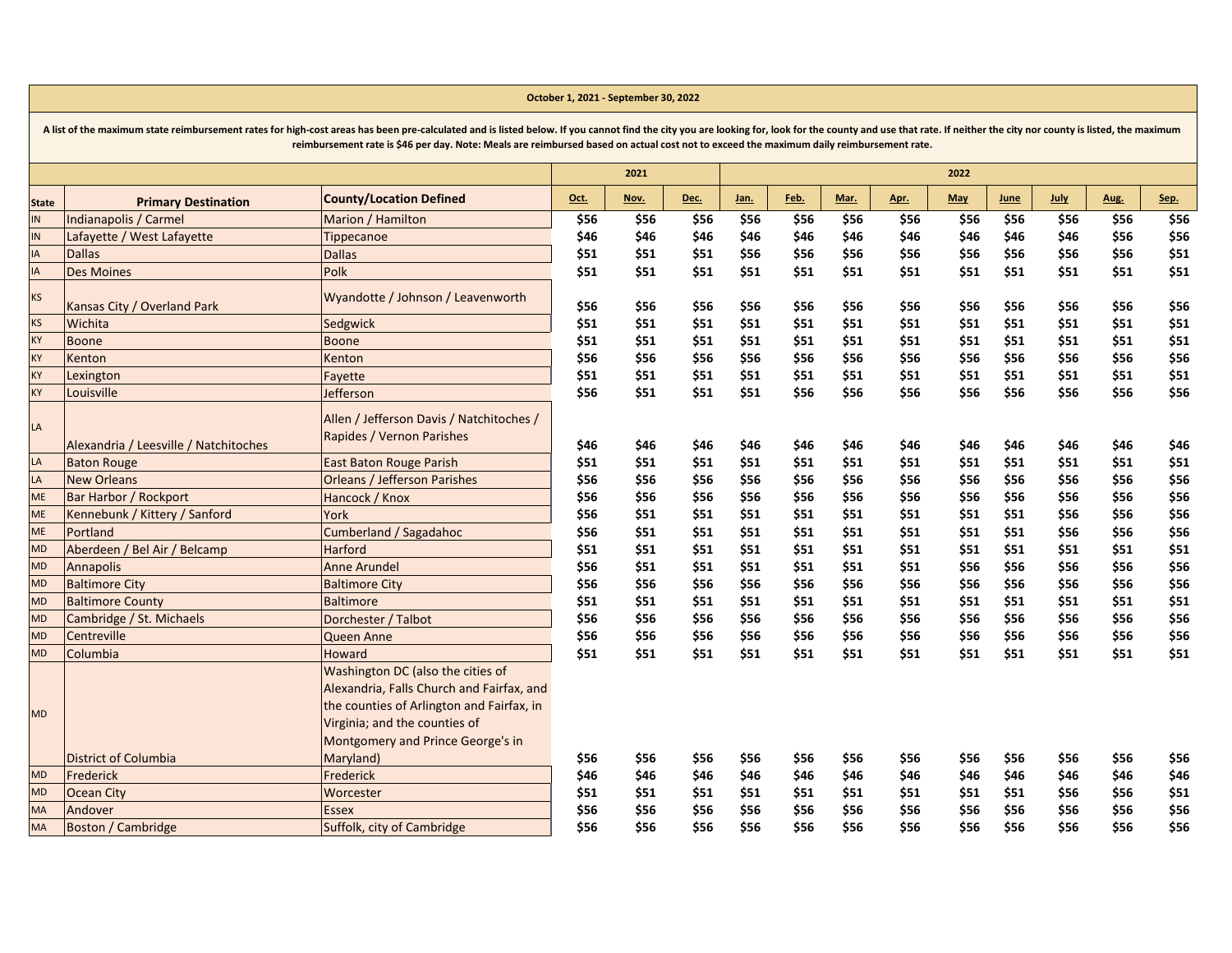**October 1, 2021 - September 30, 2022**

**A list of the maximum state reimbursement rates for high-cost areas has been pre-calculated and is listed below. If you cannot find the city you are looking for, look for the county and use that rate. If neither the city nor county is listed, the maximum reimbursement rate is $46 per day. Note: Meals are reimbursed based on actual cost not to exceed the maximum daily reimbursement rate.**

| | | | 2021 | | | 2022 | | | | | | | | |
|---|---|---|---|---|---|---|---|---|---|---|---|---|---|---|
| **State** | **Primary Destination** | **County/Location Defined** | **Oct.** | **Nov.** | **Dec.** | **Jan.** | **Feb.** | **Mar.** | **Apr.** | **May** | **June** | **July** | **Aug.** | **Sep.** |
| IN | Indianapolis / Carmel | Marion / Hamilton | $56 | $56 | $56 | $56 | $56 | $56 | $56 | $56 | $56 | $56 | $56 | $56 |
| IN | Lafayette / West Lafayette | Tippecanoe | $46 | $46 | $46 | $46 | $46 | $46 | $46 | $46 | $46 | $46 | $56 | $56 |
| IA | Dallas | Dallas | $51 | $51 | $51 | $56 | $56 | $56 | $56 | $56 | $56 | $56 | $56 | $51 |
| IA | Des Moines | Polk | $51 | $51 | $51 | $51 | $51 | $51 | $51 | $51 | $51 | $51 | $51 | $51 |
| KS | Kansas City / Overland Park | Wyandotte / Johnson / Leavenworth | $56 | $56 | $56 | $56 | $56 | $56 | $56 | $56 | $56 | $56 | $56 | $56 |
| KS | Wichita | Sedgwick | $51 | $51 | $51 | $51 | $51 | $51 | $51 | $51 | $51 | $51 | $51 | $51 |
| KY | Boone | Boone | $51 | $51 | $51 | $51 | $51 | $51 | $51 | $51 | $51 | $51 | $51 | $51 |
| KY | Kenton | Kenton | $56 | $56 | $56 | $56 | $56 | $56 | $56 | $56 | $56 | $56 | $56 | $56 |
| KY | Lexington | Fayette | $51 | $51 | $51 | $51 | $51 | $51 | $51 | $51 | $51 | $51 | $51 | $51 |
| KY | Louisville | Jefferson | $56 | $51 | $51 | $51 | $56 | $56 | $56 | $56 | $56 | $56 | $56 | $56 |
| LA | Alexandria / Leesville / Natchitoches | Allen / Jefferson Davis / Natchitoches / Rapides / Vernon Parishes | $46 | $46 | $46 | $46 | $46 | $46 | $46 | $46 | $46 | $46 | $46 | $46 |
| LA | Baton Rouge | East Baton Rouge Parish | $51 | $51 | $51 | $51 | $51 | $51 | $51 | $51 | $51 | $51 | $51 | $51 |
| LA | New Orleans | Orleans / Jefferson Parishes | $56 | $56 | $56 | $56 | $56 | $56 | $56 | $56 | $56 | $56 | $56 | $56 |
| ME | Bar Harbor / Rockport | Hancock / Knox | $56 | $56 | $56 | $56 | $56 | $56 | $56 | $56 | $56 | $56 | $56 | $56 |
| ME | Kennebunk / Kittery / Sanford | York | $56 | $51 | $51 | $51 | $51 | $51 | $51 | $51 | $51 | $56 | $56 | $56 |
| ME | Portland | Cumberland / Sagadahoc | $56 | $51 | $51 | $51 | $51 | $51 | $51 | $51 | $51 | $56 | $56 | $56 |
| MD | Aberdeen / Bel Air / Belcamp | Harford | $51 | $51 | $51 | $51 | $51 | $51 | $51 | $51 | $51 | $51 | $51 | $51 |
| MD | Annapolis | Anne Arundel | $56 | $51 | $51 | $51 | $51 | $51 | $51 | $56 | $56 | $56 | $56 | $56 |
| MD | Baltimore City | Baltimore City | $56 | $56 | $56 | $56 | $56 | $56 | $56 | $56 | $56 | $56 | $56 | $56 |
| MD | Baltimore County | Baltimore | $51 | $51 | $51 | $51 | $51 | $51 | $51 | $51 | $51 | $51 | $51 | $51 |
| MD | Cambridge / St. Michaels | Dorchester / Talbot | $56 | $56 | $56 | $56 | $56 | $56 | $56 | $56 | $56 | $56 | $56 | $56 |
| MD | Centreville | Queen Anne | $56 | $56 | $56 | $56 | $56 | $56 | $56 | $56 | $56 | $56 | $56 | $56 |
| MD | Columbia | Howard | $51 | $51 | $51 | $51 | $51 | $51 | $51 | $51 | $51 | $51 | $51 | $51 |
| MD | District of Columbia | Washington DC (also the cities of Alexandria, Falls Church and Fairfax, and the counties of Arlington and Fairfax, in Virginia; and the counties of Montgomery and Prince George's in Maryland) | $56 | $56 | $56 | $56 | $56 | $56 | $56 | $56 | $56 | $56 | $56 | $56 |
| MD | Frederick | Frederick | $46 | $46 | $46 | $46 | $46 | $46 | $46 | $46 | $46 | $46 | $46 | $46 |
| MD | Ocean City | Worcester | $51 | $51 | $51 | $51 | $51 | $51 | $51 | $51 | $51 | $56 | $56 | $51 |
| MA | Andover | Essex | $56 | $56 | $56 | $56 | $56 | $56 | $56 | $56 | $56 | $56 | $56 | $56 |
| MA | Boston / Cambridge | Suffolk, city of Cambridge | $56 | $56 | $56 | $56 | $56 | $56 | $56 | $56 | $56 | $56 | $56 | $56 |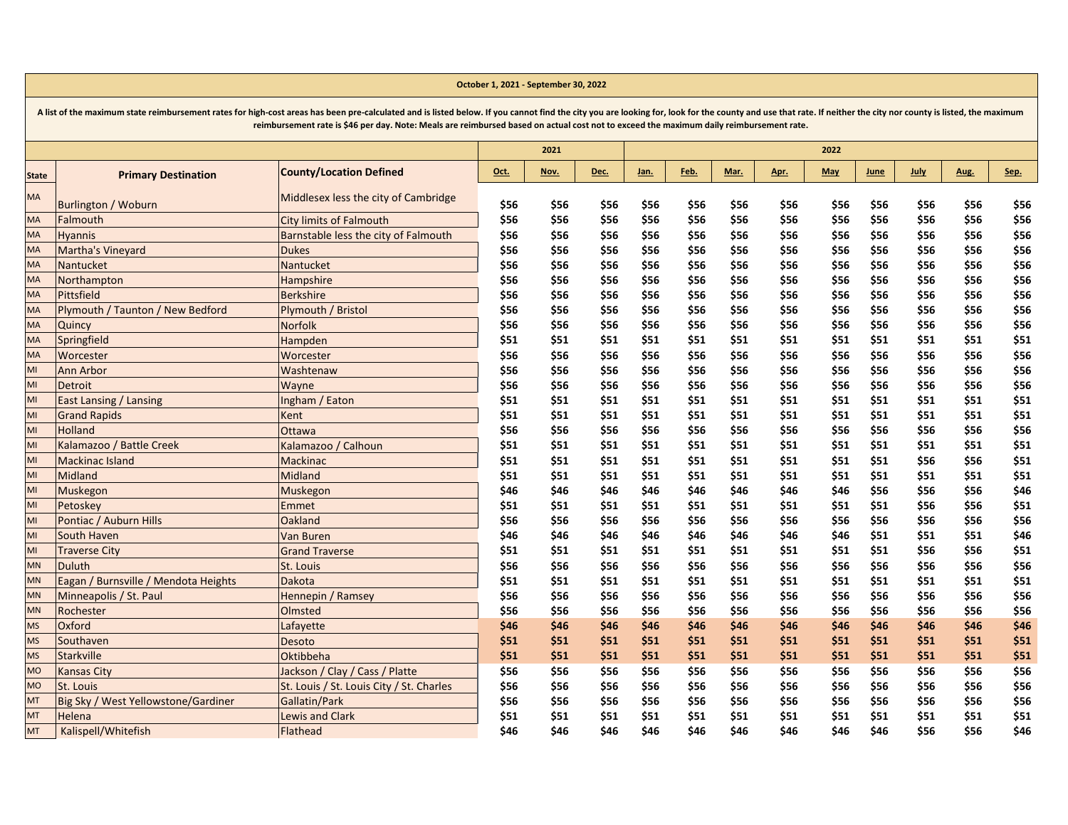**October 1, 2021 - September 30, 2022**

A list of the maximum state reimbursement rates for high-cost areas has been pre-calculated and is listed below. If you cannot find the city you are looking for, look for the county and use that rate. If neither the city nor county is listed, the maximum reimbursement rate is $46 per day. Note: Meals are reimbursed based on actual cost not to exceed the maximum daily reimbursement rate.

| | | | 2021 | | | 2022 | | | | | | | | |
|---|---|---|---|---|---|---|---|---|---|---|---|---|---|---|
| **State** | **Primary Destination** | **County/Location Defined** | **Oct.** | **Nov.** | **Dec.** | **Jan.** | **Feb.** | **Mar.** | **Apr.** | **May** | **June** | **July** | **Aug.** | **Sep.** |
| MA | Burlington / Woburn | Middlesex less the city of Cambridge | $56 | $56 | $56 | $56 | $56 | $56 | $56 | $56 | $56 | $56 | $56 | $56 |
| MA | Falmouth | City limits of Falmouth | $56 | $56 | $56 | $56 | $56 | $56 | $56 | $56 | $56 | $56 | $56 | $56 |
| MA | Hyannis | Barnstable less the city of Falmouth | $56 | $56 | $56 | $56 | $56 | $56 | $56 | $56 | $56 | $56 | $56 | $56 |
| MA | Martha's Vineyard | Dukes | $56 | $56 | $56 | $56 | $56 | $56 | $56 | $56 | $56 | $56 | $56 | $56 |
| MA | Nantucket | Nantucket | $56 | $56 | $56 | $56 | $56 | $56 | $56 | $56 | $56 | $56 | $56 | $56 |
| MA | Northampton | Hampshire | $56 | $56 | $56 | $56 | $56 | $56 | $56 | $56 | $56 | $56 | $56 | $56 |
| MA | Pittsfield | Berkshire | $56 | $56 | $56 | $56 | $56 | $56 | $56 | $56 | $56 | $56 | $56 | $56 |
| MA | Plymouth / Taunton / New Bedford | Plymouth / Bristol | $56 | $56 | $56 | $56 | $56 | $56 | $56 | $56 | $56 | $56 | $56 | $56 |
| MA | Quincy | Norfolk | $56 | $56 | $56 | $56 | $56 | $56 | $56 | $56 | $56 | $56 | $56 | $56 |
| MA | Springfield | Hampden | $51 | $51 | $51 | $51 | $51 | $51 | $51 | $51 | $51 | $51 | $51 | $51 |
| MA | Worcester | Worcester | $56 | $56 | $56 | $56 | $56 | $56 | $56 | $56 | $56 | $56 | $56 | $56 |
| MI | Ann Arbor | Washtenaw | $56 | $56 | $56 | $56 | $56 | $56 | $56 | $56 | $56 | $56 | $56 | $56 |
| MI | Detroit | Wayne | $56 | $56 | $56 | $56 | $56 | $56 | $56 | $56 | $56 | $56 | $56 | $56 |
| MI | East Lansing / Lansing | Ingham / Eaton | $51 | $51 | $51 | $51 | $51 | $51 | $51 | $51 | $51 | $51 | $51 | $51 |
| MI | Grand Rapids | Kent | $51 | $51 | $51 | $51 | $51 | $51 | $51 | $51 | $51 | $51 | $51 | $51 |
| MI | Holland | Ottawa | $56 | $56 | $56 | $56 | $56 | $56 | $56 | $56 | $56 | $56 | $56 | $56 |
| MI | Kalamazoo / Battle Creek | Kalamazoo / Calhoun | $51 | $51 | $51 | $51 | $51 | $51 | $51 | $51 | $51 | $51 | $51 | $51 |
| MI | Mackinac Island | Mackinac | $51 | $51 | $51 | $51 | $51 | $51 | $51 | $51 | $51 | $56 | $56 | $51 |
| MI | Midland | Midland | $51 | $51 | $51 | $51 | $51 | $51 | $51 | $51 | $51 | $51 | $51 | $51 |
| MI | Muskegon | Muskegon | $46 | $46 | $46 | $46 | $46 | $46 | $46 | $46 | $56 | $56 | $56 | $46 |
| MI | Petoskey | Emmet | $51 | $51 | $51 | $51 | $51 | $51 | $51 | $51 | $51 | $56 | $56 | $51 |
| MI | Pontiac / Auburn Hills | Oakland | $56 | $56 | $56 | $56 | $56 | $56 | $56 | $56 | $56 | $56 | $56 | $56 |
| MI | South Haven | Van Buren | $46 | $46 | $46 | $46 | $46 | $46 | $46 | $46 | $51 | $51 | $51 | $46 |
| MI | Traverse City | Grand Traverse | $51 | $51 | $51 | $51 | $51 | $51 | $51 | $51 | $51 | $56 | $56 | $51 |
| MN | Duluth | St. Louis | $56 | $56 | $56 | $56 | $56 | $56 | $56 | $56 | $56 | $56 | $56 | $56 |
| MN | Eagan / Burnsville / Mendota Heights | Dakota | $51 | $51 | $51 | $51 | $51 | $51 | $51 | $51 | $51 | $51 | $51 | $51 |
| MN | Minneapolis / St. Paul | Hennepin / Ramsey | $56 | $56 | $56 | $56 | $56 | $56 | $56 | $56 | $56 | $56 | $56 | $56 |
| MN | Rochester | Olmsted | $56 | $56 | $56 | $56 | $56 | $56 | $56 | $56 | $56 | $56 | $56 | $56 |
| MS | Oxford | Lafayette | $46 | $46 | $46 | $46 | $46 | $46 | $46 | $46 | $46 | $46 | $46 | $46 |
| MS | Southaven | Desoto | $51 | $51 | $51 | $51 | $51 | $51 | $51 | $51 | $51 | $51 | $51 | $51 |
| MS | Starkville | Oktibbeha | $51 | $51 | $51 | $51 | $51 | $51 | $51 | $51 | $51 | $51 | $51 | $51 |
| MO | Kansas City | Jackson / Clay / Cass / Platte | $56 | $56 | $56 | $56 | $56 | $56 | $56 | $56 | $56 | $56 | $56 | $56 |
| MO | St. Louis | St. Louis / St. Louis City / St. Charles | $56 | $56 | $56 | $56 | $56 | $56 | $56 | $56 | $56 | $56 | $56 | $56 |
| MT | Big Sky / West Yellowstone/Gardiner | Gallatin/Park | $56 | $56 | $56 | $56 | $56 | $56 | $56 | $56 | $56 | $56 | $56 | $56 |
| MT | Helena | Lewis and Clark | $51 | $51 | $51 | $51 | $51 | $51 | $51 | $51 | $51 | $51 | $51 | $51 |
| MT | Kalispell/Whitefish | Flathead | $46 | $46 | $46 | $46 | $46 | $46 | $46 | $46 | $46 | $56 | $56 | $46 |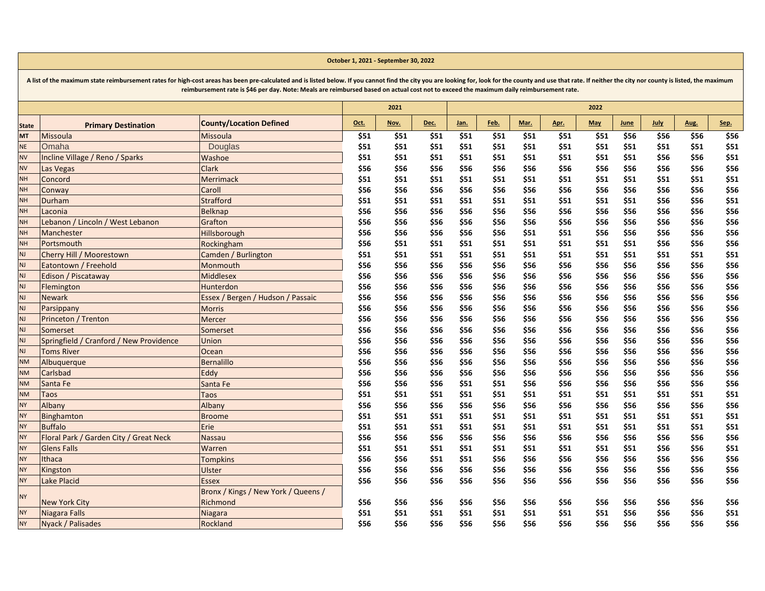**October 1, 2021 - September 30, 2022**

**A list of the maximum state reimbursement rates for high-cost areas has been pre-calculated and is listed below. If you cannot find the city you are looking for, look for the county and use that rate. If neither the city nor county is listed, the maximum reimbursement rate is $46 per day. Note: Meals are reimbursed based on actual cost not to exceed the maximum daily reimbursement rate.**

| | | | 2021 | | | 2022 | | | | | | | | |
|---|---|---|---|---|---|---|---|---|---|---|---|---|---|---|
| **State** | **Primary Destination** | **County/Location Defined** | **Oct.** | **Nov.** | **Dec.** | **Jan.** | **Feb.** | **Mar.** | **Apr.** | **May** | **June** | **July** | **Aug.** | **Sep.** |
| **MT** | Missoula | Missoula | $51 | $51 | $51 | $51 | $51 | $51 | $51 | $51 | $56 | $56 | $56 | $56 |
| NE | Omaha | Douglas | $51 | $51 | $51 | $51 | $51 | $51 | $51 | $51 | $51 | $51 | $51 | $51 |
| NV | Incline Village / Reno / Sparks | Washoe | $51 | $51 | $51 | $51 | $51 | $51 | $51 | $51 | $51 | $56 | $56 | $51 |
| NV | Las Vegas | Clark | $56 | $56 | $56 | $56 | $56 | $56 | $56 | $56 | $56 | $56 | $56 | $56 |
| NH | Concord | Merrimack | $51 | $51 | $51 | $51 | $51 | $51 | $51 | $51 | $51 | $51 | $51 | $51 |
| NH | Conway | Caroll | $56 | $56 | $56 | $56 | $56 | $56 | $56 | $56 | $56 | $56 | $56 | $56 |
| NH | Durham | Strafford | $51 | $51 | $51 | $51 | $51 | $51 | $51 | $51 | $51 | $56 | $56 | $51 |
| NH | Laconia | Belknap | $56 | $56 | $56 | $56 | $56 | $56 | $56 | $56 | $56 | $56 | $56 | $56 |
| NH | Lebanon / Lincoln / West Lebanon | Grafton | $56 | $56 | $56 | $56 | $56 | $56 | $56 | $56 | $56 | $56 | $56 | $56 |
| NH | Manchester | Hillsborough | $56 | $56 | $56 | $56 | $56 | $51 | $51 | $56 | $56 | $56 | $56 | $56 |
| NH | Portsmouth | Rockingham | $56 | $51 | $51 | $51 | $51 | $51 | $51 | $51 | $51 | $56 | $56 | $56 |
| NJ | Cherry Hill / Moorestown | Camden / Burlington | $51 | $51 | $51 | $51 | $51 | $51 | $51 | $51 | $51 | $51 | $51 | $51 |
| NJ | Eatontown / Freehold | Monmouth | $56 | $56 | $56 | $56 | $56 | $56 | $56 | $56 | $56 | $56 | $56 | $56 |
| NJ | Edison / Piscataway | Middlesex | $56 | $56 | $56 | $56 | $56 | $56 | $56 | $56 | $56 | $56 | $56 | $56 |
| NJ | Flemington | Hunterdon | $56 | $56 | $56 | $56 | $56 | $56 | $56 | $56 | $56 | $56 | $56 | $56 |
| NJ | Newark | Essex / Bergen / Hudson / Passaic | $56 | $56 | $56 | $56 | $56 | $56 | $56 | $56 | $56 | $56 | $56 | $56 |
| NJ | Parsippany | Morris | $56 | $56 | $56 | $56 | $56 | $56 | $56 | $56 | $56 | $56 | $56 | $56 |
| NJ | Princeton / Trenton | Mercer | $56 | $56 | $56 | $56 | $56 | $56 | $56 | $56 | $56 | $56 | $56 | $56 |
| NJ | Somerset | Somerset | $56 | $56 | $56 | $56 | $56 | $56 | $56 | $56 | $56 | $56 | $56 | $56 |
| NJ | Springfield / Cranford / New Providence | Union | $56 | $56 | $56 | $56 | $56 | $56 | $56 | $56 | $56 | $56 | $56 | $56 |
| NJ | Toms River | Ocean | $56 | $56 | $56 | $56 | $56 | $56 | $56 | $56 | $56 | $56 | $56 | $56 |
| NM | Albuquerque | Bernalillo | $56 | $56 | $56 | $56 | $56 | $56 | $56 | $56 | $56 | $56 | $56 | $56 |
| NM | Carlsbad | Eddy | $56 | $56 | $56 | $56 | $56 | $56 | $56 | $56 | $56 | $56 | $56 | $56 |
| NM | Santa Fe | Santa Fe | $56 | $56 | $56 | $51 | $51 | $56 | $56 | $56 | $56 | $56 | $56 | $56 |
| NM | Taos | Taos | $51 | $51 | $51 | $51 | $51 | $51 | $51 | $51 | $51 | $51 | $51 | $51 |
| NY | Albany | Albany | $56 | $56 | $56 | $56 | $56 | $56 | $56 | $56 | $56 | $56 | $56 | $56 |
| NY | Binghamton | Broome | $51 | $51 | $51 | $51 | $51 | $51 | $51 | $51 | $51 | $51 | $51 | $51 |
| NY | Buffalo | Erie | $51 | $51 | $51 | $51 | $51 | $51 | $51 | $51 | $51 | $51 | $51 | $51 |
| NY | Floral Park / Garden City / Great Neck | Nassau | $56 | $56 | $56 | $56 | $56 | $56 | $56 | $56 | $56 | $56 | $56 | $56 |
| NY | Glens Falls | Warren | $51 | $51 | $51 | $51 | $51 | $51 | $51 | $51 | $51 | $56 | $56 | $51 |
| NY | Ithaca | Tompkins | $56 | $56 | $51 | $51 | $56 | $56 | $56 | $56 | $56 | $56 | $56 | $56 |
| NY | Kingston | Ulster | $56 | $56 | $56 | $56 | $56 | $56 | $56 | $56 | $56 | $56 | $56 | $56 |
| NY | Lake Placid | Essex | $56 | $56 | $56 | $56 | $56 | $56 | $56 | $56 | $56 | $56 | $56 | $56 |
| NY | New York City | Bronx / Kings / New York / Queens / Richmond | $56 | $56 | $56 | $56 | $56 | $56 | $56 | $56 | $56 | $56 | $56 | $56 |
| NY | Niagara Falls | Niagara | $51 | $51 | $51 | $51 | $51 | $51 | $51 | $51 | $56 | $56 | $56 | $51 |
| NY | Nyack / Palisades | Rockland | $56 | $56 | $56 | $56 | $56 | $56 | $56 | $56 | $56 | $56 | $56 | $56 |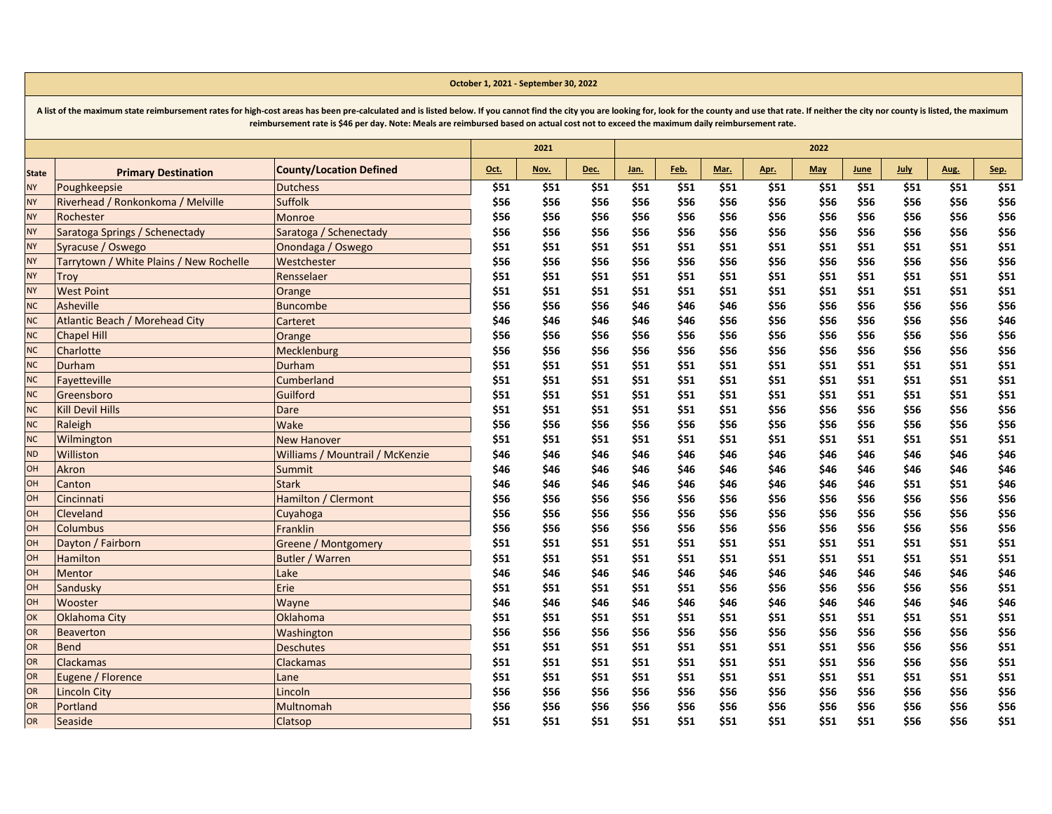**October 1, 2021 - September 30, 2022**

**A list of the maximum state reimbursement rates for high-cost areas has been pre-calculated and is listed below. If you cannot find the city you are looking for, look for the county and use that rate. If neither the city nor county is listed, the maximum reimbursement rate is $46 per day. Note: Meals are reimbursed based on actual cost not to exceed the maximum daily reimbursement rate.**

| | | | 2021 | | | 2022 | | | | | | | | |
|---|---|---|---|---|---|---|---|---|---|---|---|---|---|---|
| **State** | **Primary Destination** | **County/Location Defined** | **Oct.** | **Nov.** | **Dec.** | **Jan.** | **Feb.** | **Mar.** | **Apr.** | **May** | **June** | **July** | **Aug.** | **Sep.** |
| NY | Poughkeepsie | Dutchess | $51 | $51 | $51 | $51 | $51 | $51 | $51 | $51 | $51 | $51 | $51 | $51 |
| NY | Riverhead / Ronkonkoma / Melville | Suffolk | $56 | $56 | $56 | $56 | $56 | $56 | $56 | $56 | $56 | $56 | $56 | $56 |
| NY | Rochester | Monroe | $56 | $56 | $56 | $56 | $56 | $56 | $56 | $56 | $56 | $56 | $56 | $56 |
| NY | Saratoga Springs / Schenectady | Saratoga / Schenectady | $56 | $56 | $56 | $56 | $56 | $56 | $56 | $56 | $56 | $56 | $56 | $56 |
| NY | Syracuse / Oswego | Onondaga / Oswego | $51 | $51 | $51 | $51 | $51 | $51 | $51 | $51 | $51 | $51 | $51 | $51 |
| NY | Tarrytown / White Plains / New Rochelle | Westchester | $56 | $56 | $56 | $56 | $56 | $56 | $56 | $56 | $56 | $56 | $56 | $56 |
| NY | Troy | Rensselaer | $51 | $51 | $51 | $51 | $51 | $51 | $51 | $51 | $51 | $51 | $51 | $51 |
| NY | West Point | Orange | $51 | $51 | $51 | $51 | $51 | $51 | $51 | $51 | $51 | $51 | $51 | $51 |
| NC | Asheville | Buncombe | $56 | $56 | $56 | $46 | $46 | $46 | $56 | $56 | $56 | $56 | $56 | $56 |
| NC | Atlantic Beach / Morehead City | Carteret | $46 | $46 | $46 | $46 | $46 | $56 | $56 | $56 | $56 | $56 | $56 | $46 |
| NC | Chapel Hill | Orange | $56 | $56 | $56 | $56 | $56 | $56 | $56 | $56 | $56 | $56 | $56 | $56 |
| NC | Charlotte | Mecklenburg | $56 | $56 | $56 | $56 | $56 | $56 | $56 | $56 | $56 | $56 | $56 | $56 |
| NC | Durham | Durham | $51 | $51 | $51 | $51 | $51 | $51 | $51 | $51 | $51 | $51 | $51 | $51 |
| NC | Fayetteville | Cumberland | $51 | $51 | $51 | $51 | $51 | $51 | $51 | $51 | $51 | $51 | $51 | $51 |
| NC | Greensboro | Guilford | $51 | $51 | $51 | $51 | $51 | $51 | $51 | $51 | $51 | $51 | $51 | $51 |
| NC | Kill Devil Hills | Dare | $51 | $51 | $51 | $51 | $51 | $51 | $56 | $56 | $56 | $56 | $56 | $56 |
| NC | Raleigh | Wake | $56 | $56 | $56 | $56 | $56 | $56 | $56 | $56 | $56 | $56 | $56 | $56 |
| NC | Wilmington | New Hanover | $51 | $51 | $51 | $51 | $51 | $51 | $51 | $51 | $51 | $51 | $51 | $51 |
| ND | Williston | Williams / Mountrail / McKenzie | $46 | $46 | $46 | $46 | $46 | $46 | $46 | $46 | $46 | $46 | $46 | $46 |
| OH | Akron | Summit | $46 | $46 | $46 | $46 | $46 | $46 | $46 | $46 | $46 | $46 | $46 | $46 |
| OH | Canton | Stark | $46 | $46 | $46 | $46 | $46 | $46 | $46 | $46 | $46 | $51 | $51 | $46 |
| OH | Cincinnati | Hamilton / Clermont | $56 | $56 | $56 | $56 | $56 | $56 | $56 | $56 | $56 | $56 | $56 | $56 |
| OH | Cleveland | Cuyahoga | $56 | $56 | $56 | $56 | $56 | $56 | $56 | $56 | $56 | $56 | $56 | $56 |
| OH | Columbus | Franklin | $56 | $56 | $56 | $56 | $56 | $56 | $56 | $56 | $56 | $56 | $56 | $56 |
| OH | Dayton / Fairborn | Greene / Montgomery | $51 | $51 | $51 | $51 | $51 | $51 | $51 | $51 | $51 | $51 | $51 | $51 |
| OH | Hamilton | Butler / Warren | $51 | $51 | $51 | $51 | $51 | $51 | $51 | $51 | $51 | $51 | $51 | $51 |
| OH | Mentor | Lake | $46 | $46 | $46 | $46 | $46 | $46 | $46 | $46 | $46 | $46 | $46 | $46 |
| OH | Sandusky | Erie | $51 | $51 | $51 | $51 | $51 | $56 | $56 | $56 | $56 | $56 | $56 | $51 |
| OH | Wooster | Wayne | $46 | $46 | $46 | $46 | $46 | $46 | $46 | $46 | $46 | $46 | $46 | $46 |
| OK | Oklahoma City | Oklahoma | $51 | $51 | $51 | $51 | $51 | $51 | $51 | $51 | $51 | $51 | $51 | $51 |
| OR | Beaverton | Washington | $56 | $56 | $56 | $56 | $56 | $56 | $56 | $56 | $56 | $56 | $56 | $56 |
| OR | Bend | Deschutes | $51 | $51 | $51 | $51 | $51 | $51 | $51 | $51 | $56 | $56 | $56 | $51 |
| OR | Clackamas | Clackamas | $51 | $51 | $51 | $51 | $51 | $51 | $51 | $51 | $56 | $56 | $56 | $51 |
| OR | Eugene / Florence | Lane | $51 | $51 | $51 | $51 | $51 | $51 | $51 | $51 | $51 | $51 | $51 | $51 |
| OR | Lincoln City | Lincoln | $56 | $56 | $56 | $56 | $56 | $56 | $56 | $56 | $56 | $56 | $56 | $56 |
| OR | Portland | Multnomah | $56 | $56 | $56 | $56 | $56 | $56 | $56 | $56 | $56 | $56 | $56 | $56 |
| OR | Seaside | Clatsop | $51 | $51 | $51 | $51 | $51 | $51 | $51 | $51 | $51 | $56 | $56 | $51 |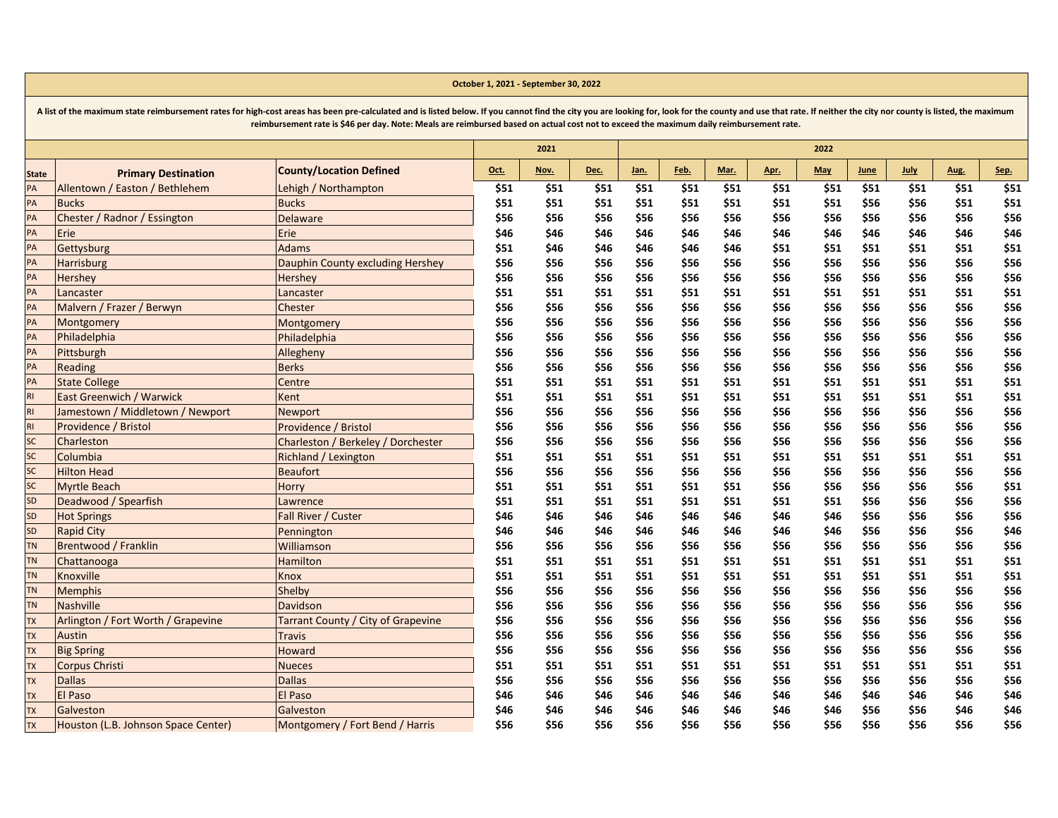**October 1, 2021 - September 30, 2022**

**A list of the maximum state reimbursement rates for high-cost areas has been pre-calculated and is listed below. If you cannot find the city you are looking for, look for the county and use that rate. If neither the city nor county is listed, the maximum reimbursement rate is $46 per day. Note: Meals are reimbursed based on actual cost not to exceed the maximum daily reimbursement rate.**

| | | | 2021 | | | 2022 | | | | | | | | |
|---|---|---|---|---|---|---|---|---|---|---|---|---|---|---|
| **State** | **Primary Destination** | **County/Location Defined** | **Oct.** | **Nov.** | **Dec.** | **Jan.** | **Feb.** | **Mar.** | **Apr.** | **May** | **June** | **July** | **Aug.** | **Sep.** |
| PA | Allentown / Easton / Bethlehem | Lehigh / Northampton | $51 | $51 | $51 | $51 | $51 | $51 | $51 | $51 | $51 | $51 | $51 | $51 |
| PA | Bucks | Bucks | $51 | $51 | $51 | $51 | $51 | $51 | $51 | $51 | $56 | $56 | $51 | $51 |
| PA | Chester / Radnor / Essington | Delaware | $56 | $56 | $56 | $56 | $56 | $56 | $56 | $56 | $56 | $56 | $56 | $56 |
| PA | Erie | Erie | $46 | $46 | $46 | $46 | $46 | $46 | $46 | $46 | $46 | $46 | $46 | $46 |
| PA | Gettysburg | Adams | $51 | $46 | $46 | $46 | $46 | $46 | $51 | $51 | $51 | $51 | $51 | $51 |
| PA | Harrisburg | Dauphin County excluding Hershey | $56 | $56 | $56 | $56 | $56 | $56 | $56 | $56 | $56 | $56 | $56 | $56 |
| PA | Hershey | Hershey | $56 | $56 | $56 | $56 | $56 | $56 | $56 | $56 | $56 | $56 | $56 | $56 |
| PA | Lancaster | Lancaster | $51 | $51 | $51 | $51 | $51 | $51 | $51 | $51 | $51 | $51 | $51 | $51 |
| PA | Malvern / Frazer / Berwyn | Chester | $56 | $56 | $56 | $56 | $56 | $56 | $56 | $56 | $56 | $56 | $56 | $56 |
| PA | Montgomery | Montgomery | $56 | $56 | $56 | $56 | $56 | $56 | $56 | $56 | $56 | $56 | $56 | $56 |
| PA | Philadelphia | Philadelphia | $56 | $56 | $56 | $56 | $56 | $56 | $56 | $56 | $56 | $56 | $56 | $56 |
| PA | Pittsburgh | Allegheny | $56 | $56 | $56 | $56 | $56 | $56 | $56 | $56 | $56 | $56 | $56 | $56 |
| PA | Reading | Berks | $56 | $56 | $56 | $56 | $56 | $56 | $56 | $56 | $56 | $56 | $56 | $56 |
| PA | State College | Centre | $51 | $51 | $51 | $51 | $51 | $51 | $51 | $51 | $51 | $51 | $51 | $51 |
| RI | East Greenwich / Warwick | Kent | $51 | $51 | $51 | $51 | $51 | $51 | $51 | $51 | $51 | $51 | $51 | $51 |
| RI | Jamestown / Middletown / Newport | Newport | $56 | $56 | $56 | $56 | $56 | $56 | $56 | $56 | $56 | $56 | $56 | $56 |
| RI | Providence / Bristol | Providence / Bristol | $56 | $56 | $56 | $56 | $56 | $56 | $56 | $56 | $56 | $56 | $56 | $56 |
| SC | Charleston | Charleston / Berkeley / Dorchester | $56 | $56 | $56 | $56 | $56 | $56 | $56 | $56 | $56 | $56 | $56 | $56 |
| SC | Columbia | Richland / Lexington | $51 | $51 | $51 | $51 | $51 | $51 | $51 | $51 | $51 | $51 | $51 | $51 |
| SC | Hilton Head | Beaufort | $56 | $56 | $56 | $56 | $56 | $56 | $56 | $56 | $56 | $56 | $56 | $56 |
| SC | Myrtle Beach | Horry | $51 | $51 | $51 | $51 | $51 | $51 | $56 | $56 | $56 | $56 | $56 | $51 |
| SD | Deadwood / Spearfish | Lawrence | $51 | $51 | $51 | $51 | $51 | $51 | $51 | $51 | $56 | $56 | $56 | $56 |
| SD | Hot Springs | Fall River / Custer | $46 | $46 | $46 | $46 | $46 | $46 | $46 | $46 | $56 | $56 | $56 | $56 |
| SD | Rapid City | Pennington | $46 | $46 | $46 | $46 | $46 | $46 | $46 | $46 | $56 | $56 | $56 | $46 |
| TN | Brentwood / Franklin | Williamson | $56 | $56 | $56 | $56 | $56 | $56 | $56 | $56 | $56 | $56 | $56 | $56 |
| TN | Chattanooga | Hamilton | $51 | $51 | $51 | $51 | $51 | $51 | $51 | $51 | $51 | $51 | $51 | $51 |
| TN | Knoxville | Knox | $51 | $51 | $51 | $51 | $51 | $51 | $51 | $51 | $51 | $51 | $51 | $51 |
| TN | Memphis | Shelby | $56 | $56 | $56 | $56 | $56 | $56 | $56 | $56 | $56 | $56 | $56 | $56 |
| TN | Nashville | Davidson | $56 | $56 | $56 | $56 | $56 | $56 | $56 | $56 | $56 | $56 | $56 | $56 |
| TX | Arlington / Fort Worth / Grapevine | Tarrant County / City of Grapevine | $56 | $56 | $56 | $56 | $56 | $56 | $56 | $56 | $56 | $56 | $56 | $56 |
| TX | Austin | Travis | $56 | $56 | $56 | $56 | $56 | $56 | $56 | $56 | $56 | $56 | $56 | $56 |
| TX | Big Spring | Howard | $56 | $56 | $56 | $56 | $56 | $56 | $56 | $56 | $56 | $56 | $56 | $56 |
| TX | Corpus Christi | Nueces | $51 | $51 | $51 | $51 | $51 | $51 | $51 | $51 | $51 | $51 | $51 | $51 |
| TX | Dallas | Dallas | $56 | $56 | $56 | $56 | $56 | $56 | $56 | $56 | $56 | $56 | $56 | $56 |
| TX | El Paso | El Paso | $46 | $46 | $46 | $46 | $46 | $46 | $46 | $46 | $46 | $46 | $46 | $46 |
| TX | Galveston | Galveston | $46 | $46 | $46 | $46 | $46 | $46 | $46 | $46 | $56 | $56 | $46 | $46 |
| TX | Houston (L.B. Johnson Space Center) | Montgomery / Fort Bend / Harris | $56 | $56 | $56 | $56 | $56 | $56 | $56 | $56 | $56 | $56 | $56 | $56 |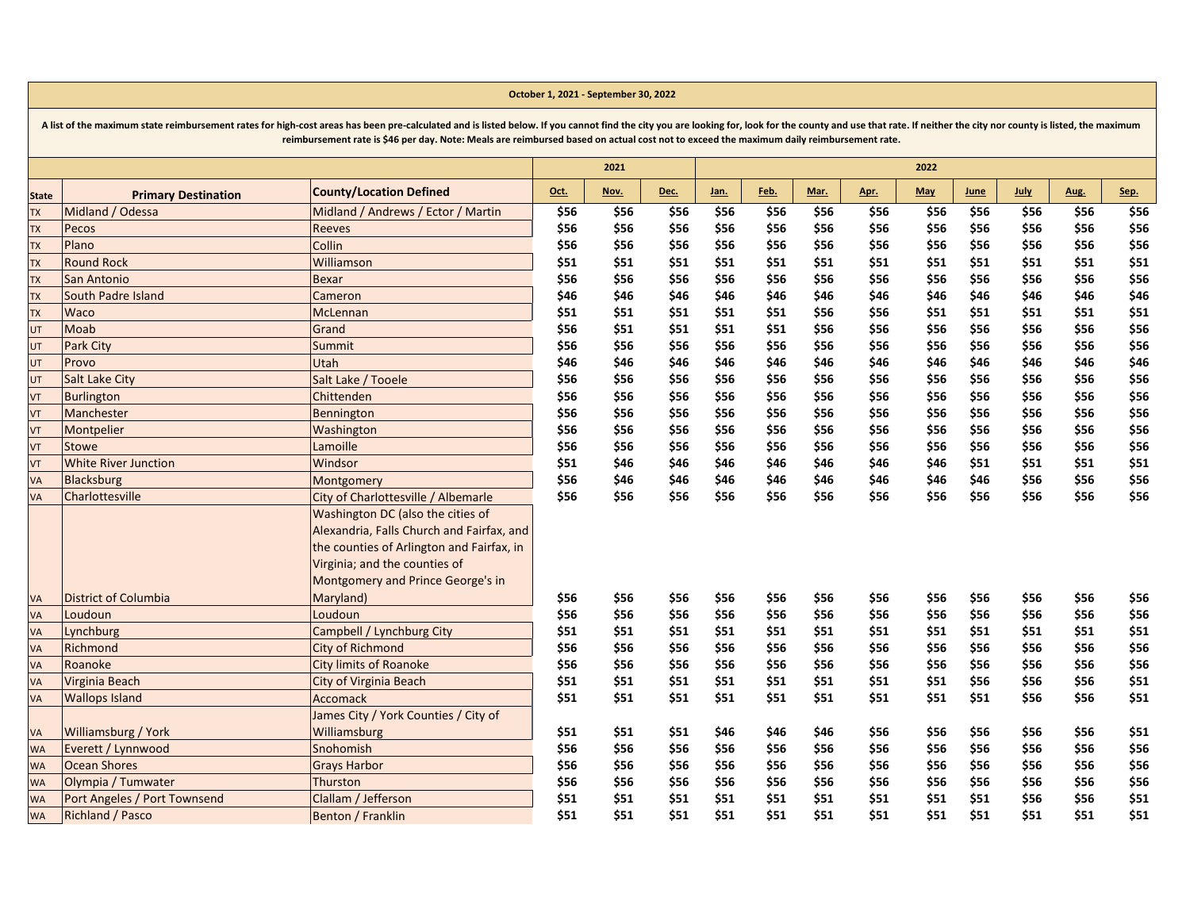**October 1, 2021 - September 30, 2022**

**A list of the maximum state reimbursement rates for high-cost areas has been pre-calculated and is listed below. If you cannot find the city you are looking for, look for the county and use that rate. If neither the city nor county is listed, the maximum reimbursement rate is $46 per day. Note: Meals are reimbursed based on actual cost not to exceed the maximum daily reimbursement rate.**

| | | | 2021 | | | 2022 | | | | | | | | |
|---|---|---|---|---|---|---|---|---|---|---|---|---|---|---|
| **State** | **Primary Destination** | **County/Location Defined** | **Oct.** | **Nov.** | **Dec.** | **Jan.** | **Feb.** | **Mar.** | **Apr.** | **May** | **June** | **July** | **Aug.** | **Sep.** |
| TX | Midland / Odessa | Midland / Andrews / Ector / Martin | $56 | $56 | $56 | $56 | $56 | $56 | $56 | $56 | $56 | $56 | $56 | $56 |
| TX | Pecos | Reeves | $56 | $56 | $56 | $56 | $56 | $56 | $56 | $56 | $56 | $56 | $56 | $56 |
| TX | Plano | Collin | $56 | $56 | $56 | $56 | $56 | $56 | $56 | $56 | $56 | $56 | $56 | $56 |
| TX | Round Rock | Williamson | $51 | $51 | $51 | $51 | $51 | $51 | $51 | $51 | $51 | $51 | $51 | $51 |
| TX | San Antonio | Bexar | $56 | $56 | $56 | $56 | $56 | $56 | $56 | $56 | $56 | $56 | $56 | $56 |
| TX | South Padre Island | Cameron | $46 | $46 | $46 | $46 | $46 | $46 | $46 | $46 | $46 | $46 | $46 | $46 |
| TX | Waco | McLennan | $51 | $51 | $51 | $51 | $51 | $56 | $56 | $51 | $51 | $51 | $51 | $51 |
| UT | Moab | Grand | $56 | $51 | $51 | $51 | $51 | $56 | $56 | $56 | $56 | $56 | $56 | $56 |
| UT | Park City | Summit | $56 | $56 | $56 | $56 | $56 | $56 | $56 | $56 | $56 | $56 | $56 | $56 |
| UT | Provo | Utah | $46 | $46 | $46 | $46 | $46 | $46 | $46 | $46 | $46 | $46 | $46 | $46 |
| UT | Salt Lake City | Salt Lake / Tooele | $56 | $56 | $56 | $56 | $56 | $56 | $56 | $56 | $56 | $56 | $56 | $56 |
| VT | Burlington | Chittenden | $56 | $56 | $56 | $56 | $56 | $56 | $56 | $56 | $56 | $56 | $56 | $56 |
| VT | Manchester | Bennington | $56 | $56 | $56 | $56 | $56 | $56 | $56 | $56 | $56 | $56 | $56 | $56 |
| VT | Montpelier | Washington | $56 | $56 | $56 | $56 | $56 | $56 | $56 | $56 | $56 | $56 | $56 | $56 |
| VT | Stowe | Lamoille | $56 | $56 | $56 | $56 | $56 | $56 | $56 | $56 | $56 | $56 | $56 | $56 |
| VT | White River Junction | Windsor | $51 | $46 | $46 | $46 | $46 | $46 | $46 | $46 | $51 | $51 | $51 | $51 |
| VA | Blacksburg | Montgomery | $56 | $46 | $46 | $46 | $46 | $46 | $46 | $46 | $46 | $56 | $56 | $56 |
| VA | Charlottesville | City of Charlottesville / Albemarle | $56 | $56 | $56 | $56 | $56 | $56 | $56 | $56 | $56 | $56 | $56 | $56 |
| VA | District of Columbia | Washington DC (also the cities of Alexandria, Falls Church and Fairfax, and the counties of Arlington and Fairfax, in Virginia; and the counties of Montgomery and Prince George's in Maryland) | $56 | $56 | $56 | $56 | $56 | $56 | $56 | $56 | $56 | $56 | $56 | $56 |
| VA | Loudoun | Loudoun | $56 | $56 | $56 | $56 | $56 | $56 | $56 | $56 | $56 | $56 | $56 | $56 |
| VA | Lynchburg | Campbell / Lynchburg City | $51 | $51 | $51 | $51 | $51 | $51 | $51 | $51 | $51 | $51 | $51 | $51 |
| VA | Richmond | City of Richmond | $56 | $56 | $56 | $56 | $56 | $56 | $56 | $56 | $56 | $56 | $56 | $56 |
| VA | Roanoke | City limits of Roanoke | $56 | $56 | $56 | $56 | $56 | $56 | $56 | $56 | $56 | $56 | $56 | $56 |
| VA | Virginia Beach | City of Virginia Beach | $51 | $51 | $51 | $51 | $51 | $51 | $51 | $51 | $56 | $56 | $56 | $51 |
| VA | Wallops Island | Accomack | $51 | $51 | $51 | $51 | $51 | $51 | $51 | $51 | $51 | $56 | $56 | $51 |
| VA | Williamsburg / York | James City / York Counties / City of Williamsburg | $51 | $51 | $51 | $46 | $46 | $46 | $56 | $56 | $56 | $56 | $56 | $51 |
| WA | Everett / Lynnwood | Snohomish | $56 | $56 | $56 | $56 | $56 | $56 | $56 | $56 | $56 | $56 | $56 | $56 |
| WA | Ocean Shores | Grays Harbor | $56 | $56 | $56 | $56 | $56 | $56 | $56 | $56 | $56 | $56 | $56 | $56 |
| WA | Olympia / Tumwater | Thurston | $56 | $56 | $56 | $56 | $56 | $56 | $56 | $56 | $56 | $56 | $56 | $56 |
| WA | Port Angeles / Port Townsend | Clallam / Jefferson | $51 | $51 | $51 | $51 | $51 | $51 | $51 | $51 | $51 | $56 | $56 | $51 |
| WA | Richland / Pasco | Benton / Franklin | $51 | $51 | $51 | $51 | $51 | $51 | $51 | $51 | $51 | $51 | $51 | $51 |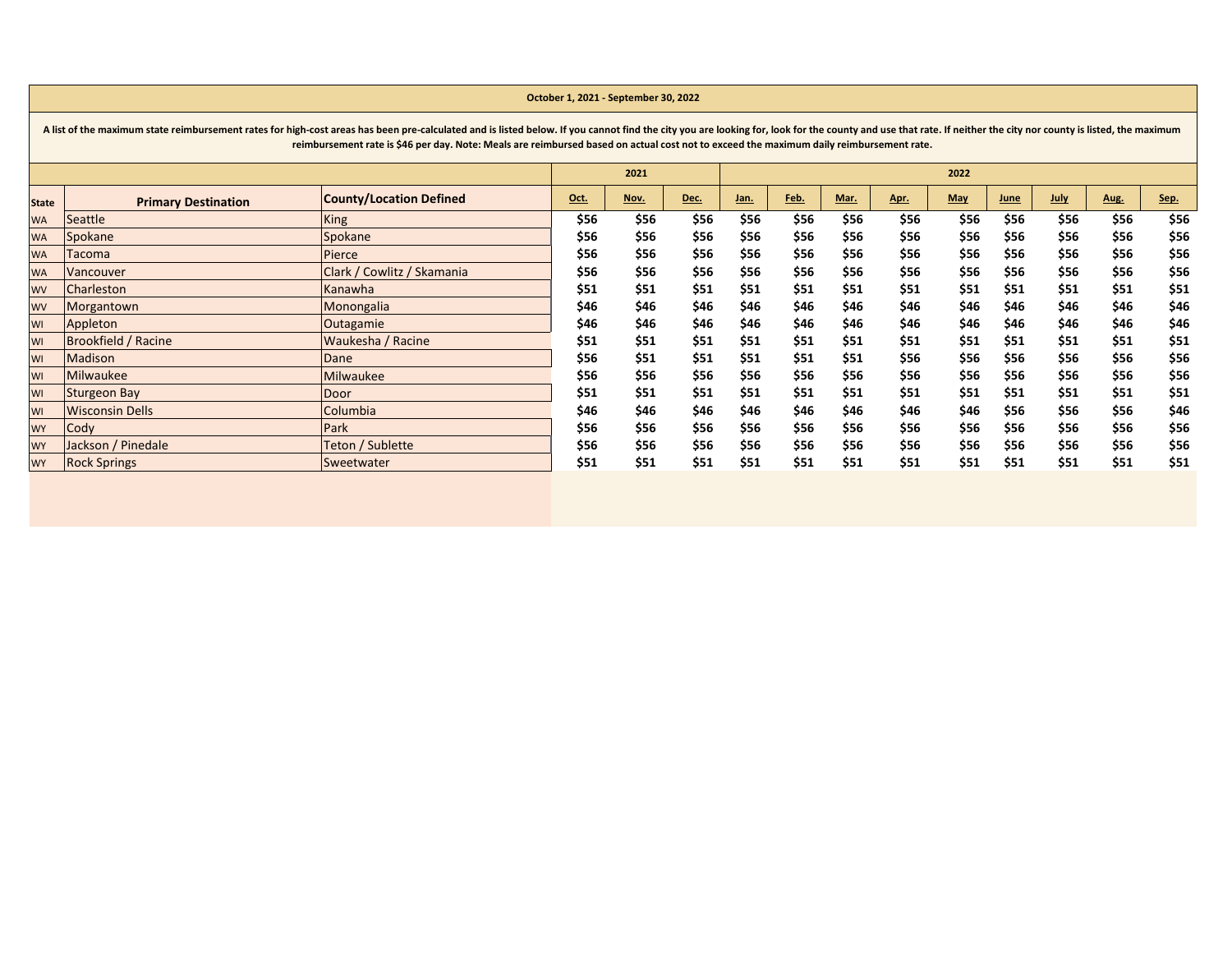**October 1, 2021 - September 30, 2022**

**A list of the maximum state reimbursement rates for high-cost areas has been pre-calculated and is listed below. If you cannot find the city you are looking for, look for the county and use that rate. If neither the city nor county is listed, the maximum reimbursement rate is $46 per day. Note: Meals are reimbursed based on actual cost not to exceed the maximum daily reimbursement rate.**

| | | | 2021 | | | 2022 | | | | | | | | |
|---|---|---|---|---|---|---|---|---|---|---|---|---|---|---|
| **State** | **Primary Destination** | **County/Location Defined** | **Oct.** | **Nov.** | **Dec.** | **Jan.** | **Feb.** | **Mar.** | **Apr.** | **May** | **June** | **July** | **Aug.** | **Sep.** |
| WA | Seattle | King | $56 | $56 | $56 | $56 | $56 | $56 | $56 | $56 | $56 | $56 | $56 | $56 |
| WA | Spokane | Spokane | $56 | $56 | $56 | $56 | $56 | $56 | $56 | $56 | $56 | $56 | $56 | $56 |
| WA | Tacoma | Pierce | $56 | $56 | $56 | $56 | $56 | $56 | $56 | $56 | $56 | $56 | $56 | $56 |
| WA | Vancouver | Clark / Cowlitz / Skamania | $56 | $56 | $56 | $56 | $56 | $56 | $56 | $56 | $56 | $56 | $56 | $56 |
| WV | Charleston | Kanawha | $51 | $51 | $51 | $51 | $51 | $51 | $51 | $51 | $51 | $51 | $51 | $51 |
| WV | Morgantown | Monongalia | $46 | $46 | $46 | $46 | $46 | $46 | $46 | $46 | $46 | $46 | $46 | $46 |
| WI | Appleton | Outagamie | $46 | $46 | $46 | $46 | $46 | $46 | $46 | $46 | $46 | $46 | $46 | $46 |
| WI | Brookfield / Racine | Waukesha / Racine | $51 | $51 | $51 | $51 | $51 | $51 | $51 | $51 | $51 | $51 | $51 | $51 |
| WI | Madison | Dane | $56 | $51 | $51 | $51 | $51 | $51 | $56 | $56 | $56 | $56 | $56 | $56 |
| WI | Milwaukee | Milwaukee | $56 | $56 | $56 | $56 | $56 | $56 | $56 | $56 | $56 | $56 | $56 | $56 |
| WI | Sturgeon Bay | Door | $51 | $51 | $51 | $51 | $51 | $51 | $51 | $51 | $51 | $51 | $51 | $51 |
| WI | Wisconsin Dells | Columbia | $46 | $46 | $46 | $46 | $46 | $46 | $46 | $46 | $56 | $56 | $56 | $46 |
| WY | Cody | Park | $56 | $56 | $56 | $56 | $56 | $56 | $56 | $56 | $56 | $56 | $56 | $56 |
| WY | Jackson / Pinedale | Teton / Sublette | $56 | $56 | $56 | $56 | $56 | $56 | $56 | $56 | $56 | $56 | $56 | $56 |
| WY | Rock Springs | Sweetwater | $51 | $51 | $51 | $51 | $51 | $51 | $51 | $51 | $51 | $51 | $51 | $51 |